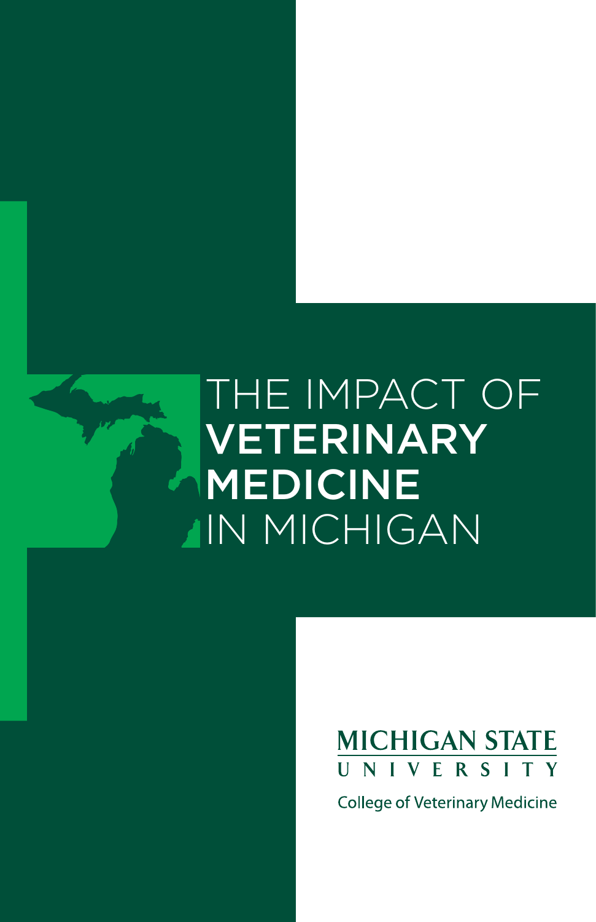# THE IMPACT OF **VETERINARY MEDICINE** IN MICHIGAN

MICHIGAN STATE UNIVERSITY

College of Veterinary Medicine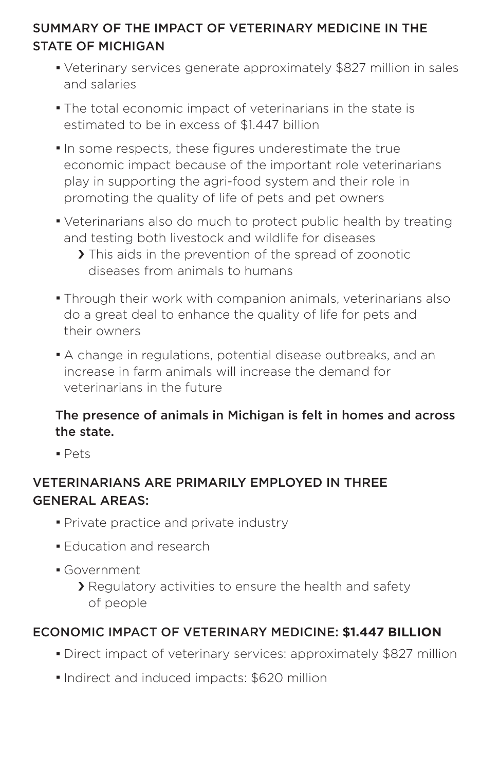## SUMMARY OF THE IMPACT OF VETERINARY MEDICINE IN THE STATE OF MICHIGAN

- Veterinary services generate approximately $827 million in sales and salaries
- The total economic impact of veterinarians in the state is estimated to be in excess of $1.447 billion
- In some respects, these figures underestimate the true economic impact because of the important role veterinarians play in supporting the agri-food system and their role in promoting the quality of life of pets and pet owners
- Veterinarians also do much to protect public health by treating and testing both livestock and wildlife for diseases
  - This aids in the prevention of the spread of zoonotic diseases from animals to humans
- Through their work with companion animals, veterinarians also do a great deal to enhance the quality of life for pets and their owners
- A change in regulations, potential disease outbreaks, and an increase in farm animals will increase the demand for veterinarians in the future

**The presence of animals in Michigan is felt in homes and across the state.**

- Pets

## VETERINARIANS ARE PRIMARILY EMPLOYED IN THREE GENERAL AREAS:

- Private practice and private industry
- Education and research
- Government
  - Regulatory activities to ensure the health and safety of people

## ECONOMIC IMPACT OF VETERINARY MEDICINE: **$1.447 BILLION**

- Direct impact of veterinary services: approximately $827 million
- Indirect and induced impacts: $620 million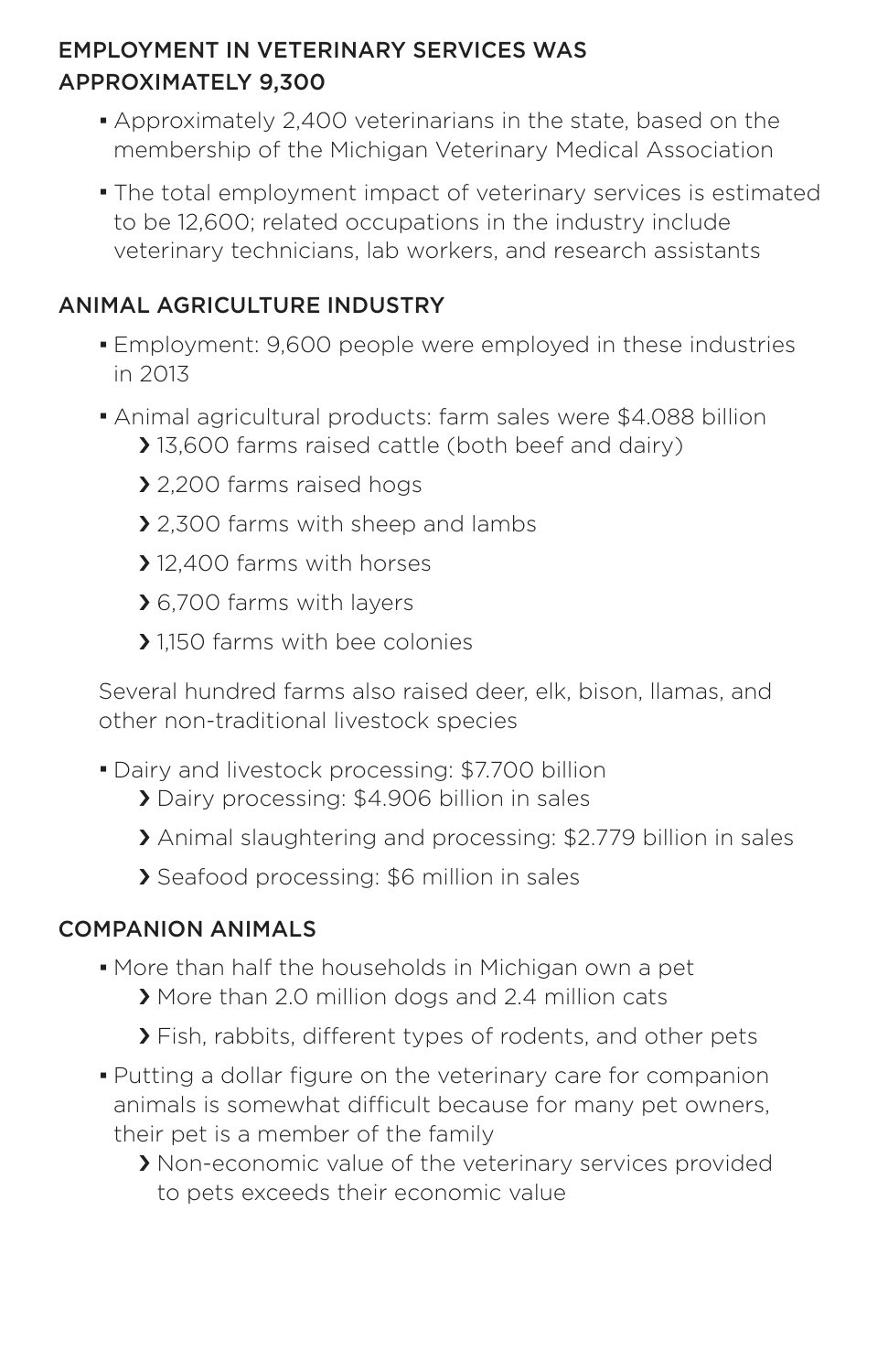## EMPLOYMENT IN VETERINARY SERVICES WAS APPROXIMATELY 9,300

- Approximately 2,400 veterinarians in the state, based on the membership of the Michigan Veterinary Medical Association
- The total employment impact of veterinary services is estimated to be 12,600; related occupations in the industry include veterinary technicians, lab workers, and research assistants

## ANIMAL AGRICULTURE INDUSTRY

- Employment: 9,600 people were employed in these industries in 2013
- Animal agricultural products: farm sales were $4.088 billion
  - 13,600 farms raised cattle (both beef and dairy)
  - 2,200 farms raised hogs
  - 2,300 farms with sheep and lambs
  - 12,400 farms with horses
  - 6,700 farms with layers
  - 1,150 farms with bee colonies

  Several hundred farms also raised deer, elk, bison, llamas, and other non-traditional livestock species

- Dairy and livestock processing: $7.700 billion
  - Dairy processing: $4.906 billion in sales
  - Animal slaughtering and processing: $2.779 billion in sales
  - Seafood processing: $6 million in sales

## COMPANION ANIMALS

- More than half the households in Michigan own a pet
  - More than 2.0 million dogs and 2.4 million cats
  - Fish, rabbits, different types of rodents, and other pets
- Putting a dollar figure on the veterinary care for companion animals is somewhat difficult because for many pet owners, their pet is a member of the family
  - Non-economic value of the veterinary services provided to pets exceeds their economic value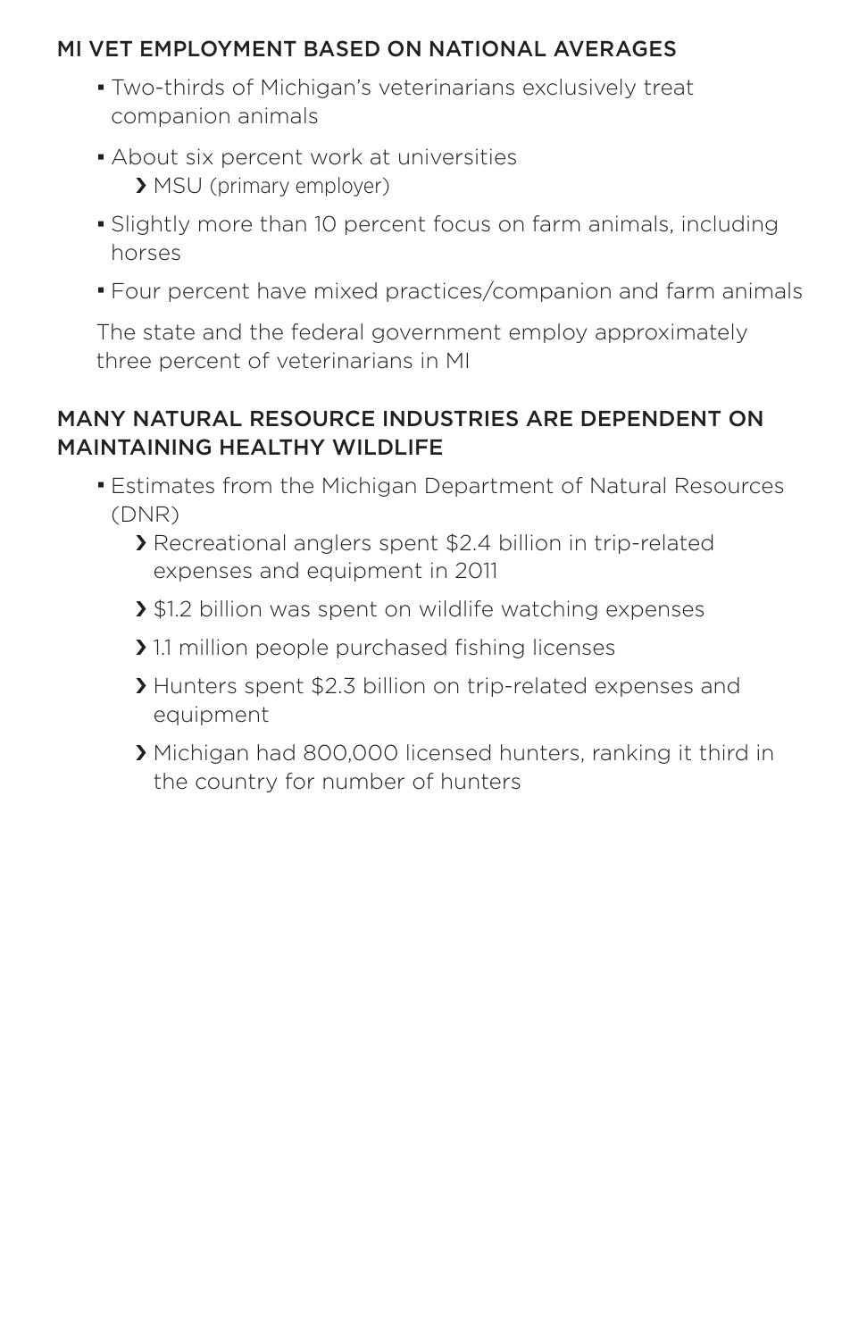## MI VET EMPLOYMENT BASED ON NATIONAL AVERAGES

- Two-thirds of Michigan's veterinarians exclusively treat companion animals
- About six percent work at universities
  - MSU (primary employer)
- Slightly more than 10 percent focus on farm animals, including horses
- Four percent have mixed practices/companion and farm animals

The state and the federal government employ approximately three percent of veterinarians in MI

## MANY NATURAL RESOURCE INDUSTRIES ARE DEPENDENT ON MAINTAINING HEALTHY WILDLIFE

- Estimates from the Michigan Department of Natural Resources (DNR)
  - Recreational anglers spent $2.4 billion in trip-related expenses and equipment in 2011
  - $1.2 billion was spent on wildlife watching expenses
  - 1.1 million people purchased fishing licenses
  - Hunters spent $2.3 billion on trip-related expenses and equipment
  - Michigan had 800,000 licensed hunters, ranking it third in the country for number of hunters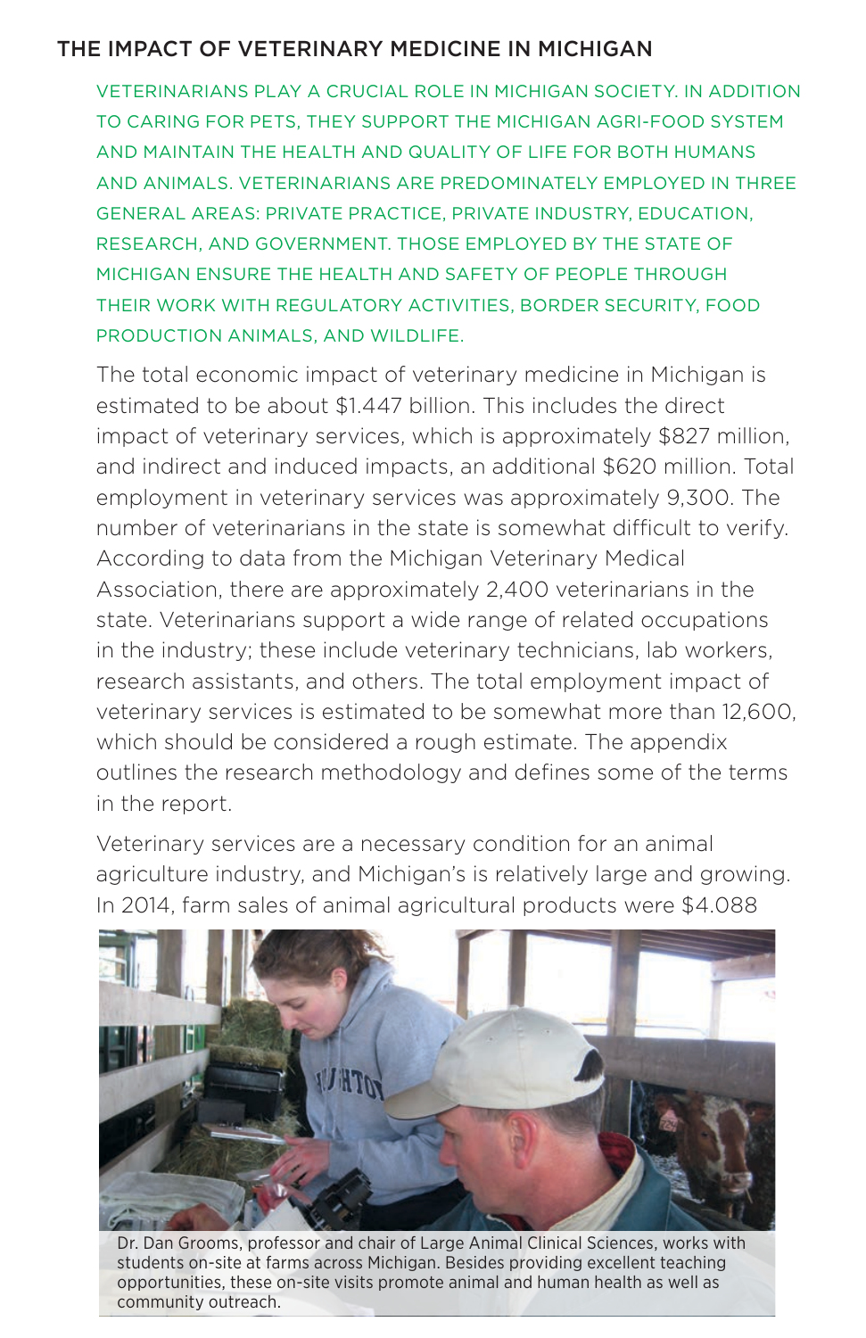## THE IMPACT OF VETERINARY MEDICINE IN MICHIGAN

VETERINARIANS PLAY A CRUCIAL ROLE IN MICHIGAN SOCIETY. IN ADDITION TO CARING FOR PETS, THEY SUPPORT THE MICHIGAN AGRI-FOOD SYSTEM AND MAINTAIN THE HEALTH AND QUALITY OF LIFE FOR BOTH HUMANS AND ANIMALS. VETERINARIANS ARE PREDOMINATELY EMPLOYED IN THREE GENERAL AREAS: PRIVATE PRACTICE, PRIVATE INDUSTRY, EDUCATION, RESEARCH, AND GOVERNMENT. THOSE EMPLOYED BY THE STATE OF MICHIGAN ENSURE THE HEALTH AND SAFETY OF PEOPLE THROUGH THEIR WORK WITH REGULATORY ACTIVITIES, BORDER SECURITY, FOOD PRODUCTION ANIMALS, AND WILDLIFE.

The total economic impact of veterinary medicine in Michigan is estimated to be about $1.447 billion. This includes the direct impact of veterinary services, which is approximately $827 million, and indirect and induced impacts, an additional $620 million. Total employment in veterinary services was approximately 9,300. The number of veterinarians in the state is somewhat difficult to verify. According to data from the Michigan Veterinary Medical Association, there are approximately 2,400 veterinarians in the state. Veterinarians support a wide range of related occupations in the industry; these include veterinary technicians, lab workers, research assistants, and others. The total employment impact of veterinary services is estimated to be somewhat more than 12,600, which should be considered a rough estimate. The appendix outlines the research methodology and defines some of the terms in the report.

Veterinary services are a necessary condition for an animal agriculture industry, and Michigan's is relatively large and growing. In 2014, farm sales of animal agricultural products were $4.088

Dr. Dan Grooms, professor and chair of Large Animal Clinical Sciences, works with students on-site at farms across Michigan. Besides providing excellent teaching opportunities, these on-site visits promote animal and human health as well as community outreach.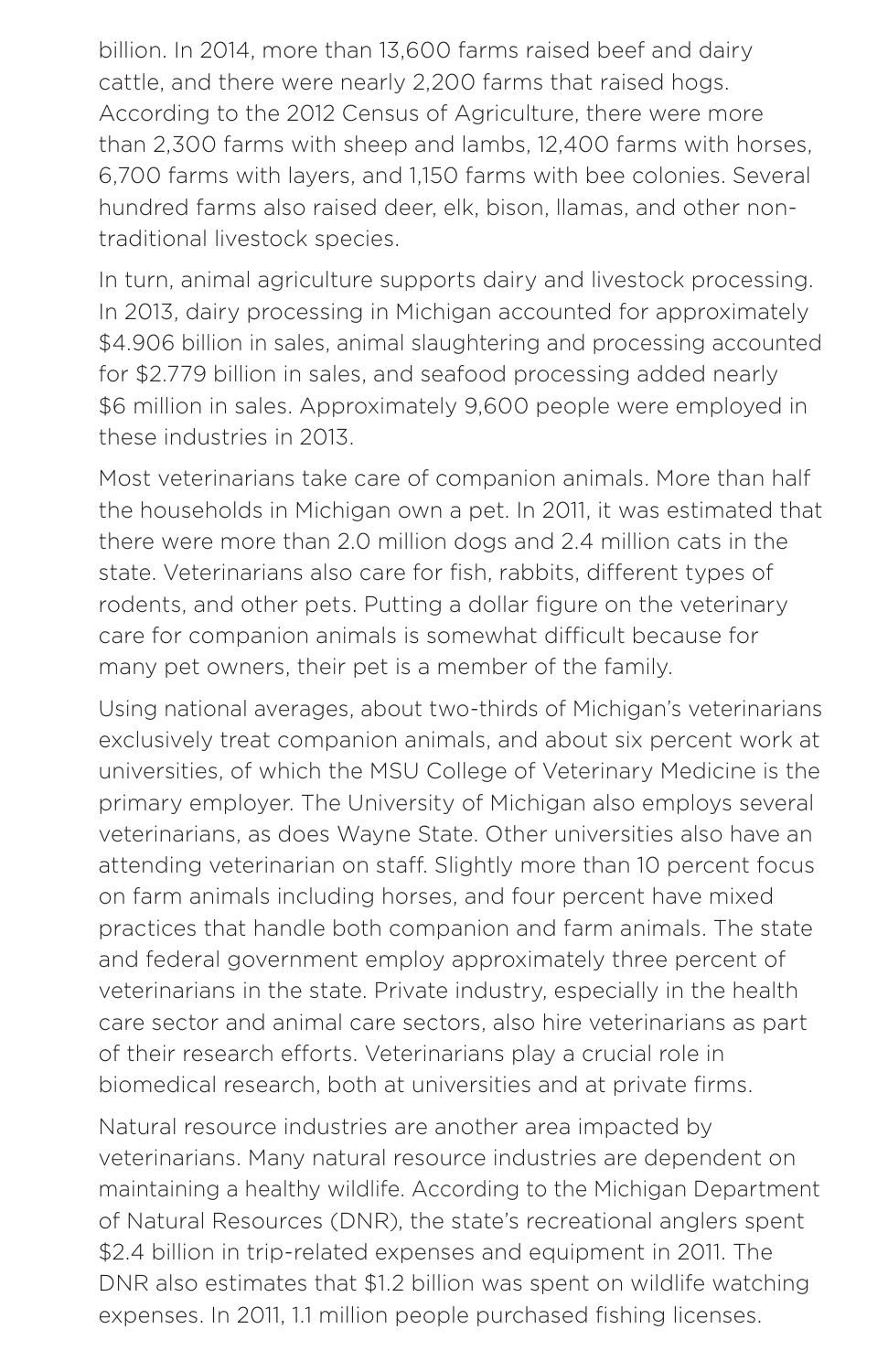billion. In 2014, more than 13,600 farms raised beef and dairy cattle, and there were nearly 2,200 farms that raised hogs. According to the 2012 Census of Agriculture, there were more than 2,300 farms with sheep and lambs, 12,400 farms with horses, 6,700 farms with layers, and 1,150 farms with bee colonies. Several hundred farms also raised deer, elk, bison, llamas, and other non-traditional livestock species.

In turn, animal agriculture supports dairy and livestock processing. In 2013, dairy processing in Michigan accounted for approximately $4.906 billion in sales, animal slaughtering and processing accounted for $2.779 billion in sales, and seafood processing added nearly $6 million in sales. Approximately 9,600 people were employed in these industries in 2013.

Most veterinarians take care of companion animals. More than half the households in Michigan own a pet. In 2011, it was estimated that there were more than 2.0 million dogs and 2.4 million cats in the state. Veterinarians also care for fish, rabbits, different types of rodents, and other pets. Putting a dollar figure on the veterinary care for companion animals is somewhat difficult because for many pet owners, their pet is a member of the family.

Using national averages, about two-thirds of Michigan's veterinarians exclusively treat companion animals, and about six percent work at universities, of which the MSU College of Veterinary Medicine is the primary employer. The University of Michigan also employs several veterinarians, as does Wayne State. Other universities also have an attending veterinarian on staff. Slightly more than 10 percent focus on farm animals including horses, and four percent have mixed practices that handle both companion and farm animals. The state and federal government employ approximately three percent of veterinarians in the state. Private industry, especially in the health care sector and animal care sectors, also hire veterinarians as part of their research efforts. Veterinarians play a crucial role in biomedical research, both at universities and at private firms.

Natural resource industries are another area impacted by veterinarians. Many natural resource industries are dependent on maintaining a healthy wildlife. According to the Michigan Department of Natural Resources (DNR), the state's recreational anglers spent $2.4 billion in trip-related expenses and equipment in 2011. The DNR also estimates that $1.2 billion was spent on wildlife watching expenses. In 2011, 1.1 million people purchased fishing licenses.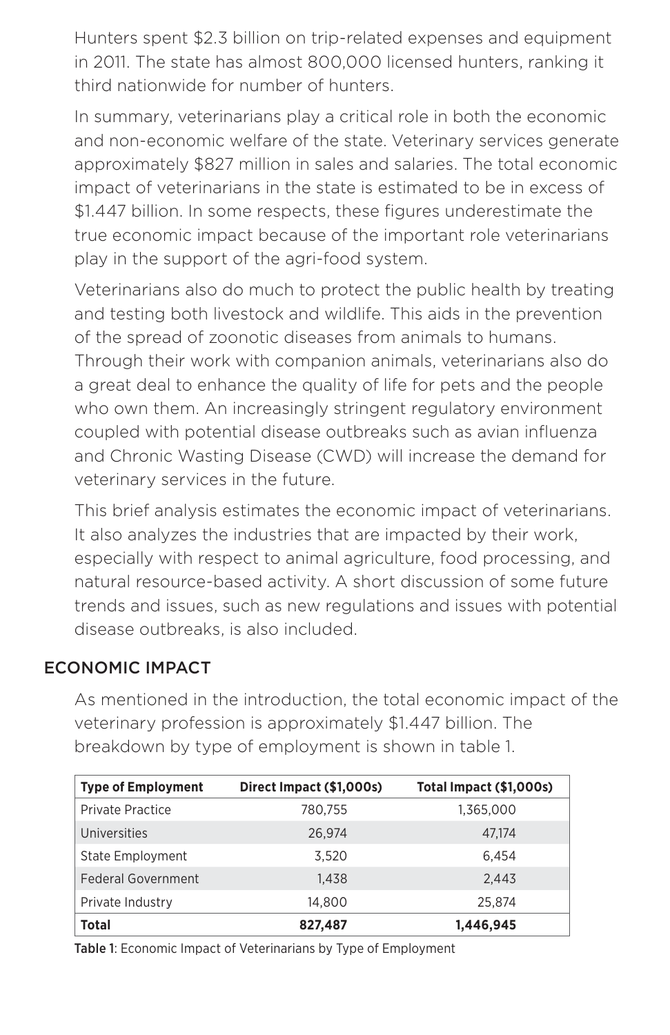Hunters spent $2.3 billion on trip-related expenses and equipment in 2011. The state has almost 800,000 licensed hunters, ranking it third nationwide for number of hunters.

In summary, veterinarians play a critical role in both the economic and non-economic welfare of the state. Veterinary services generate approximately $827 million in sales and salaries. The total economic impact of veterinarians in the state is estimated to be in excess of $1.447 billion. In some respects, these figures underestimate the true economic impact because of the important role veterinarians play in the support of the agri-food system.

Veterinarians also do much to protect the public health by treating and testing both livestock and wildlife. This aids in the prevention of the spread of zoonotic diseases from animals to humans. Through their work with companion animals, veterinarians also do a great deal to enhance the quality of life for pets and the people who own them. An increasingly stringent regulatory environment coupled with potential disease outbreaks such as avian influenza and Chronic Wasting Disease (CWD) will increase the demand for veterinary services in the future.

This brief analysis estimates the economic impact of veterinarians. It also analyzes the industries that are impacted by their work, especially with respect to animal agriculture, food processing, and natural resource-based activity. A short discussion of some future trends and issues, such as new regulations and issues with potential disease outbreaks, is also included.

## ECONOMIC IMPACT

As mentioned in the introduction, the total economic impact of the veterinary profession is approximately $1.447 billion. The breakdown by type of employment is shown in table 1.

| Type of Employment | Direct Impact ($1,000s) | Total Impact ($1,000s) |
|---|---|---|
| Private Practice | 780,755 | 1,365,000 |
| Universities | 26,974 | 47,174 |
| State Employment | 3,520 | 6,454 |
| Federal Government | 1,438 | 2,443 |
| Private Industry | 14,800 | 25,874 |
| **Total** | **827,487** | **1,446,945** |

**Table 1**: Economic Impact of Veterinarians by Type of Employment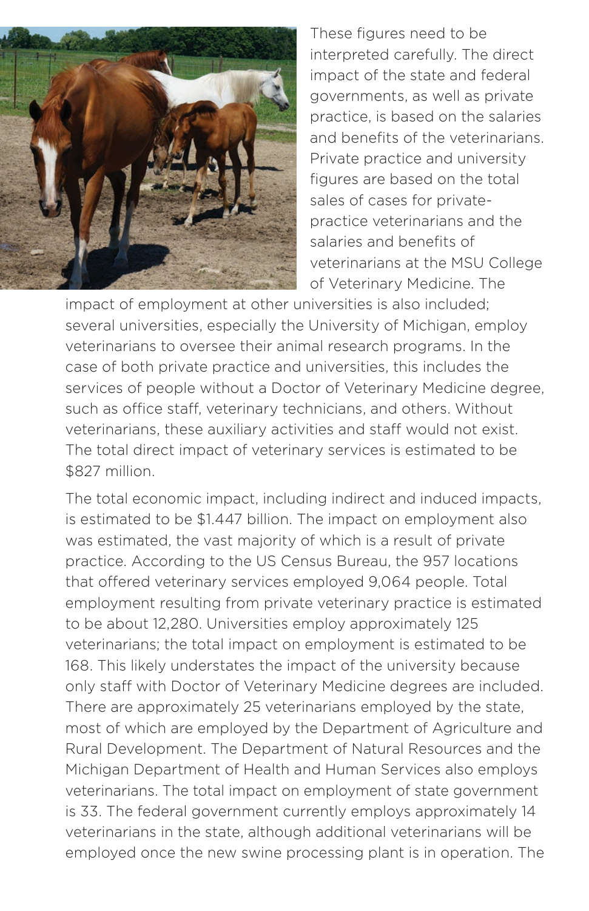These figures need to be interpreted carefully. The direct impact of the state and federal governments, as well as private practice, is based on the salaries and benefits of the veterinarians. Private practice and university figures are based on the total sales of cases for private-practice veterinarians and the salaries and benefits of veterinarians at the MSU College of Veterinary Medicine. The impact of employment at other universities is also included; several universities, especially the University of Michigan, employ veterinarians to oversee their animal research programs. In the case of both private practice and universities, this includes the services of people without a Doctor of Veterinary Medicine degree, such as office staff, veterinary technicians, and others. Without veterinarians, these auxiliary activities and staff would not exist. The total direct impact of veterinary services is estimated to be $827 million.

The total economic impact, including indirect and induced impacts, is estimated to be $1.447 billion. The impact on employment also was estimated, the vast majority of which is a result of private practice. According to the US Census Bureau, the 957 locations that offered veterinary services employed 9,064 people. Total employment resulting from private veterinary practice is estimated to be about 12,280. Universities employ approximately 125 veterinarians; the total impact on employment is estimated to be 168. This likely understates the impact of the university because only staff with Doctor of Veterinary Medicine degrees are included. There are approximately 25 veterinarians employed by the state, most of which are employed by the Department of Agriculture and Rural Development. The Department of Natural Resources and the Michigan Department of Health and Human Services also employs veterinarians. The total impact on employment of state government is 33. The federal government currently employs approximately 14 veterinarians in the state, although additional veterinarians will be employed once the new swine processing plant is in operation. The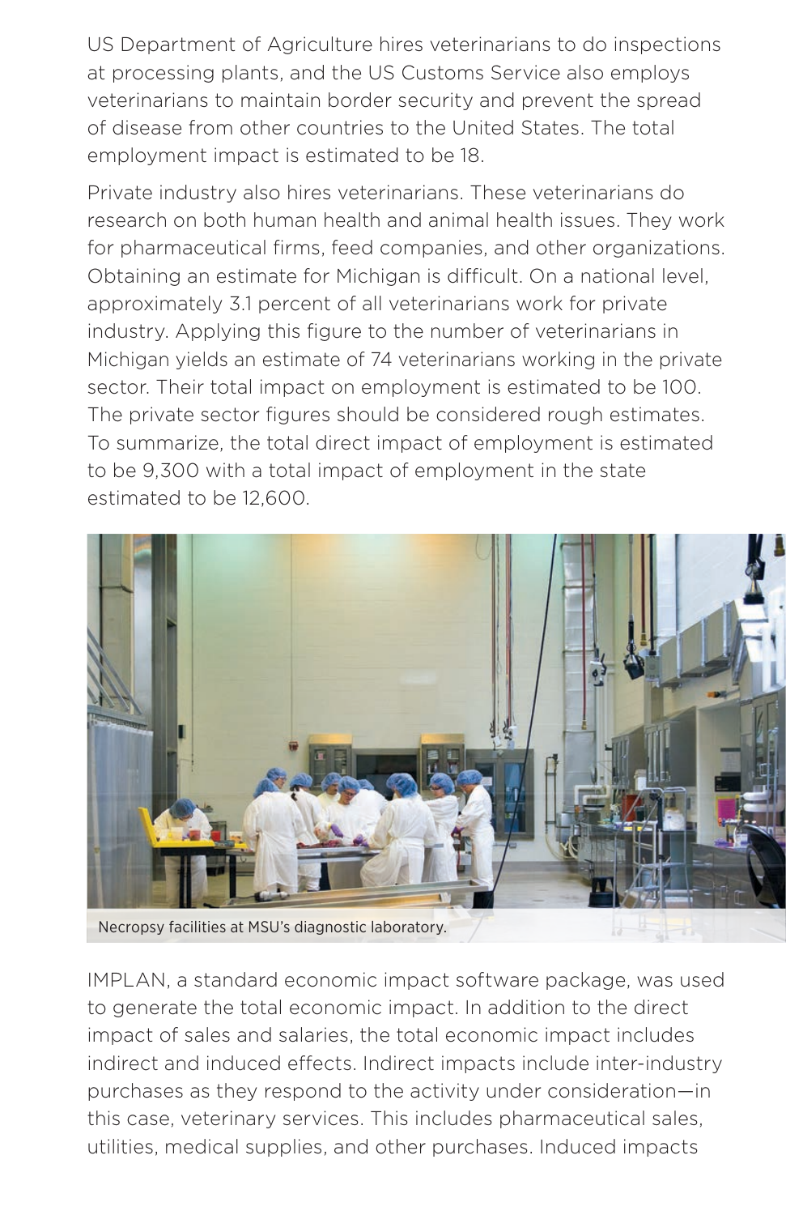US Department of Agriculture hires veterinarians to do inspections at processing plants, and the US Customs Service also employs veterinarians to maintain border security and prevent the spread of disease from other countries to the United States. The total employment impact is estimated to be 18.

Private industry also hires veterinarians. These veterinarians do research on both human health and animal health issues. They work for pharmaceutical firms, feed companies, and other organizations. Obtaining an estimate for Michigan is difficult. On a national level, approximately 3.1 percent of all veterinarians work for private industry. Applying this figure to the number of veterinarians in Michigan yields an estimate of 74 veterinarians working in the private sector. Their total impact on employment is estimated to be 100. The private sector figures should be considered rough estimates. To summarize, the total direct impact of employment is estimated to be 9,300 with a total impact of employment in the state estimated to be 12,600.

Necropsy facilities at MSU's diagnostic laboratory.

IMPLAN, a standard economic impact software package, was used to generate the total economic impact. In addition to the direct impact of sales and salaries, the total economic impact includes indirect and induced effects. Indirect impacts include inter-industry purchases as they respond to the activity under consideration—in this case, veterinary services. This includes pharmaceutical sales, utilities, medical supplies, and other purchases. Induced impacts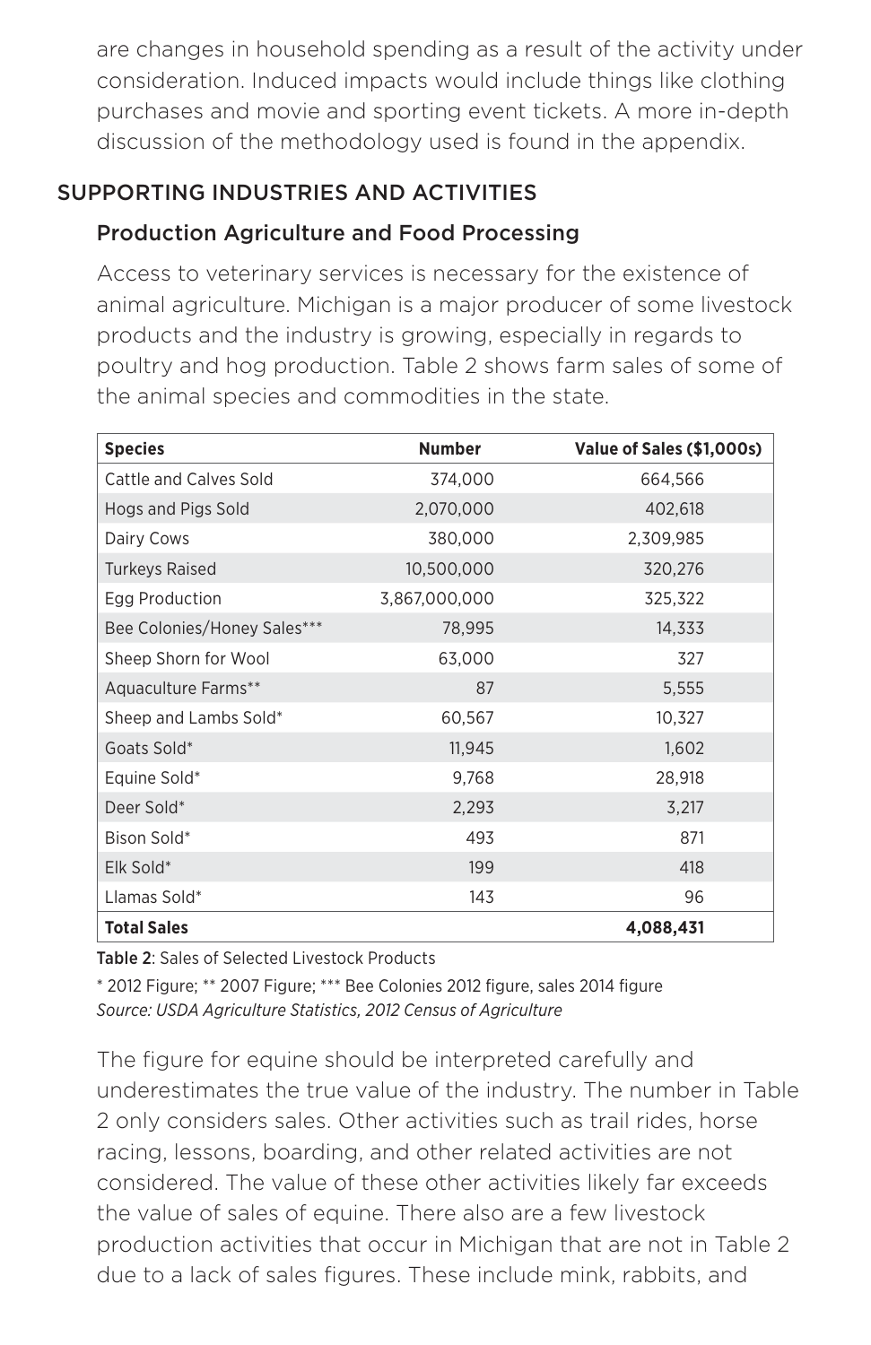are changes in household spending as a result of the activity under consideration. Induced impacts would include things like clothing purchases and movie and sporting event tickets. A more in-depth discussion of the methodology used is found in the appendix.

## SUPPORTING INDUSTRIES AND ACTIVITIES

### Production Agriculture and Food Processing

Access to veterinary services is necessary for the existence of animal agriculture. Michigan is a major producer of some livestock products and the industry is growing, especially in regards to poultry and hog production. Table 2 shows farm sales of some of the animal species and commodities in the state.

| Species | Number | Value of Sales ($1,000s) |
|---|---|---|
| Cattle and Calves Sold | 374,000 | 664,566 |
| Hogs and Pigs Sold | 2,070,000 | 402,618 |
| Dairy Cows | 380,000 | 2,309,985 |
| Turkeys Raised | 10,500,000 | 320,276 |
| Egg Production | 3,867,000,000 | 325,322 |
| Bee Colonies/Honey Sales*** | 78,995 | 14,333 |
| Sheep Shorn for Wool | 63,000 | 327 |
| Aquaculture Farms** | 87 | 5,555 |
| Sheep and Lambs Sold* | 60,567 | 10,327 |
| Goats Sold* | 11,945 | 1,602 |
| Equine Sold* | 9,768 | 28,918 |
| Deer Sold* | 2,293 | 3,217 |
| Bison Sold* | 493 | 871 |
| Elk Sold* | 199 | 418 |
| Llamas Sold* | 143 | 96 |
| **Total Sales** | | **4,088,431** |

**Table 2**: Sales of Selected Livestock Products

* 2012 Figure; ** 2007 Figure; *** Bee Colonies 2012 figure, sales 2014 figure

*Source: USDA Agriculture Statistics, 2012 Census of Agriculture*

The figure for equine should be interpreted carefully and underestimates the true value of the industry. The number in Table 2 only considers sales. Other activities such as trail rides, horse racing, lessons, boarding, and other related activities are not considered. The value of these other activities likely far exceeds the value of sales of equine. There also are a few livestock production activities that occur in Michigan that are not in Table 2 due to a lack of sales figures. These include mink, rabbits, and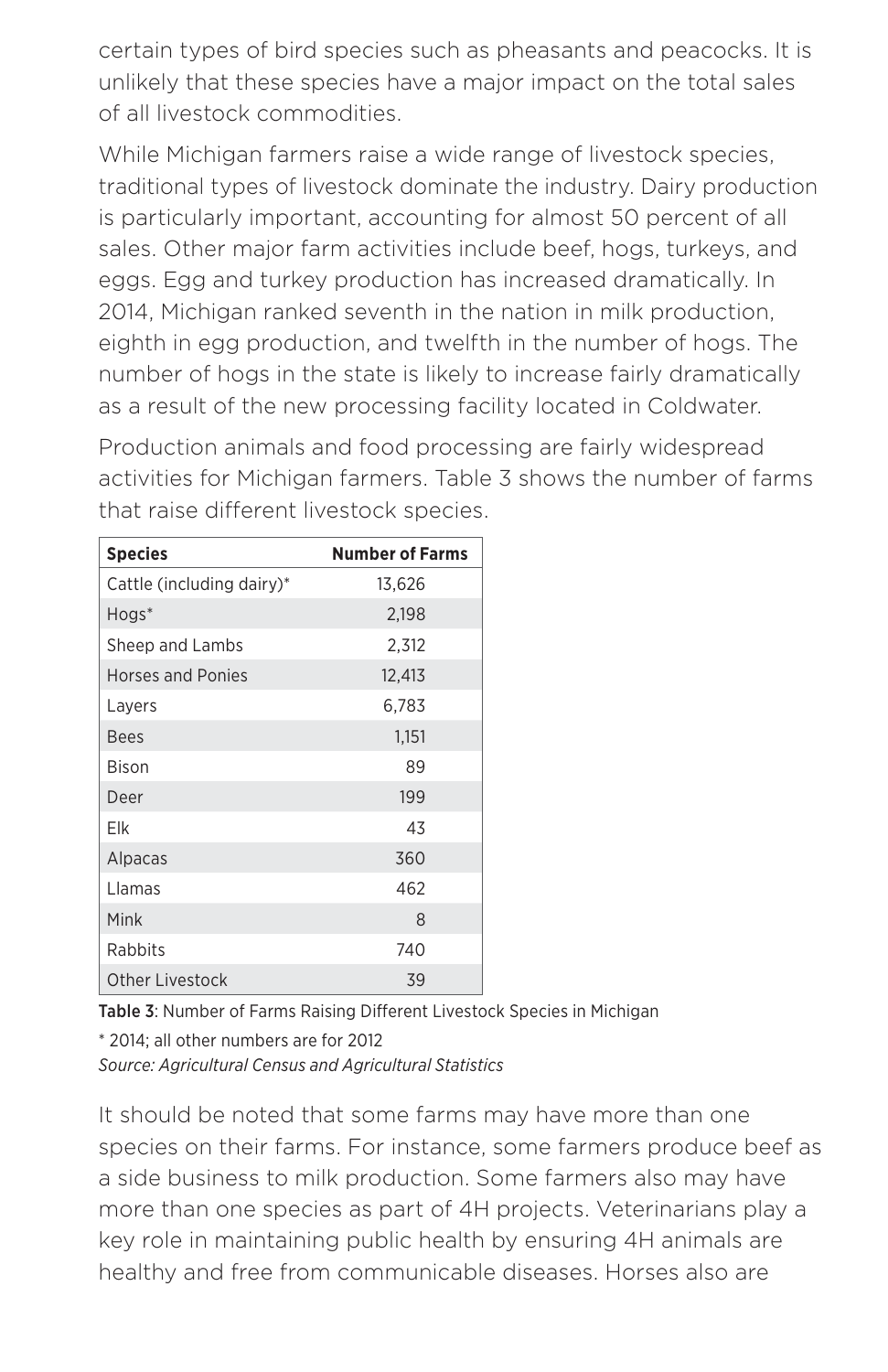certain types of bird species such as pheasants and peacocks. It is unlikely that these species have a major impact on the total sales of all livestock commodities.

While Michigan farmers raise a wide range of livestock species, traditional types of livestock dominate the industry. Dairy production is particularly important, accounting for almost 50 percent of all sales. Other major farm activities include beef, hogs, turkeys, and eggs. Egg and turkey production has increased dramatically. In 2014, Michigan ranked seventh in the nation in milk production, eighth in egg production, and twelfth in the number of hogs. The number of hogs in the state is likely to increase fairly dramatically as a result of the new processing facility located in Coldwater.

Production animals and food processing are fairly widespread activities for Michigan farmers. Table 3 shows the number of farms that raise different livestock species.

| Species | Number of Farms |
|---|---|
| Cattle (including dairy)* | 13,626 |
| Hogs* | 2,198 |
| Sheep and Lambs | 2,312 |
| Horses and Ponies | 12,413 |
| Layers | 6,783 |
| Bees | 1,151 |
| Bison | 89 |
| Deer | 199 |
| Elk | 43 |
| Alpacas | 360 |
| Llamas | 462 |
| Mink | 8 |
| Rabbits | 740 |
| Other Livestock | 39 |

**Table 3**: Number of Farms Raising Different Livestock Species in Michigan

* 2014; all other numbers are for 2012

*Source: Agricultural Census and Agricultural Statistics*

It should be noted that some farms may have more than one species on their farms. For instance, some farmers produce beef as a side business to milk production. Some farmers also may have more than one species as part of 4H projects. Veterinarians play a key role in maintaining public health by ensuring 4H animals are healthy and free from communicable diseases. Horses also are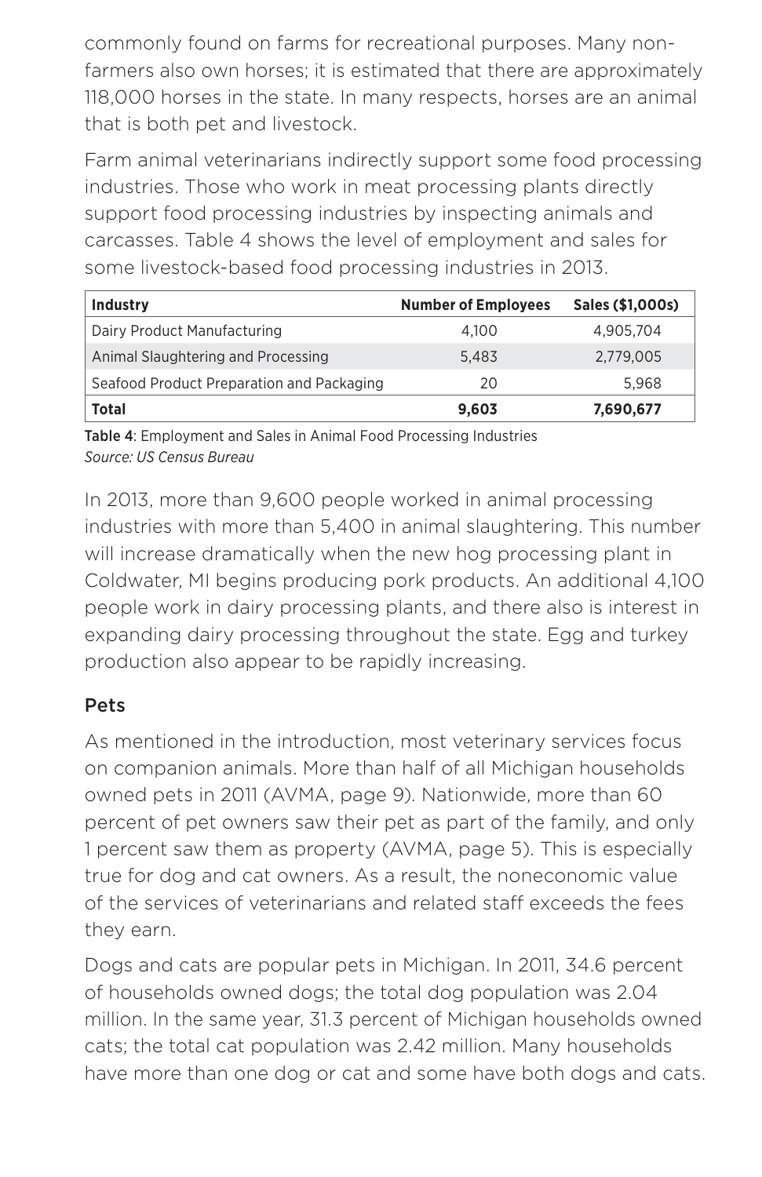commonly found on farms for recreational purposes. Many non-farmers also own horses; it is estimated that there are approximately 118,000 horses in the state. In many respects, horses are an animal that is both pet and livestock.

Farm animal veterinarians indirectly support some food processing industries. Those who work in meat processing plants directly support food processing industries by inspecting animals and carcasses. Table 4 shows the level of employment and sales for some livestock-based food processing industries in 2013.

| Industry | Number of Employees | Sales ($1,000s) |
|---|---|---|
| Dairy Product Manufacturing | 4,100 | 4,905,704 |
| Animal Slaughtering and Processing | 5,483 | 2,779,005 |
| Seafood Product Preparation and Packaging | 20 | 5,968 |
| **Total** | **9,603** | **7,690,677** |

**Table 4**: Employment and Sales in Animal Food Processing Industries
*Source: US Census Bureau*

In 2013, more than 9,600 people worked in animal processing industries with more than 5,400 in animal slaughtering. This number will increase dramatically when the new hog processing plant in Coldwater, MI begins producing pork products. An additional 4,100 people work in dairy processing plants, and there also is interest in expanding dairy processing throughout the state. Egg and turkey production also appear to be rapidly increasing.

### Pets

As mentioned in the introduction, most veterinary services focus on companion animals. More than half of all Michigan households owned pets in 2011 (AVMA, page 9). Nationwide, more than 60 percent of pet owners saw their pet as part of the family, and only 1 percent saw them as property (AVMA, page 5). This is especially true for dog and cat owners. As a result, the noneconomic value of the services of veterinarians and related staff exceeds the fees they earn.

Dogs and cats are popular pets in Michigan. In 2011, 34.6 percent of households owned dogs; the total dog population was 2.04 million. In the same year, 31.3 percent of Michigan households owned cats; the total cat population was 2.42 million. Many households have more than one dog or cat and some have both dogs and cats.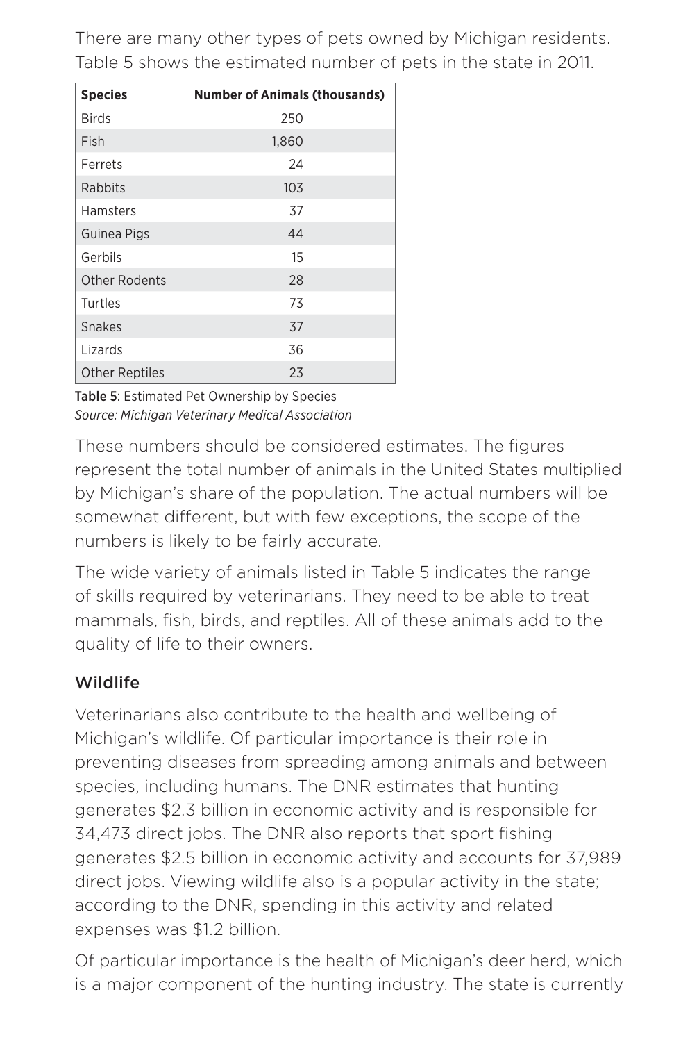There are many other types of pets owned by Michigan residents. Table 5 shows the estimated number of pets in the state in 2011.

| Species | Number of Animals (thousands) |
|---|---|
| Birds | 250 |
| Fish | 1,860 |
| Ferrets | 24 |
| Rabbits | 103 |
| Hamsters | 37 |
| Guinea Pigs | 44 |
| Gerbils | 15 |
| Other Rodents | 28 |
| Turtles | 73 |
| Snakes | 37 |
| Lizards | 36 |
| Other Reptiles | 23 |

**Table 5**: Estimated Pet Ownership by Species
*Source: Michigan Veterinary Medical Association*

These numbers should be considered estimates. The figures represent the total number of animals in the United States multiplied by Michigan's share of the population. The actual numbers will be somewhat different, but with few exceptions, the scope of the numbers is likely to be fairly accurate.

The wide variety of animals listed in Table 5 indicates the range of skills required by veterinarians. They need to be able to treat mammals, fish, birds, and reptiles. All of these animals add to the quality of life to their owners.

## Wildlife

Veterinarians also contribute to the health and wellbeing of Michigan's wildlife. Of particular importance is their role in preventing diseases from spreading among animals and between species, including humans. The DNR estimates that hunting generates $2.3 billion in economic activity and is responsible for 34,473 direct jobs. The DNR also reports that sport fishing generates $2.5 billion in economic activity and accounts for 37,989 direct jobs. Viewing wildlife also is a popular activity in the state; according to the DNR, spending in this activity and related expenses was $1.2 billion.

Of particular importance is the health of Michigan's deer herd, which is a major component of the hunting industry. The state is currently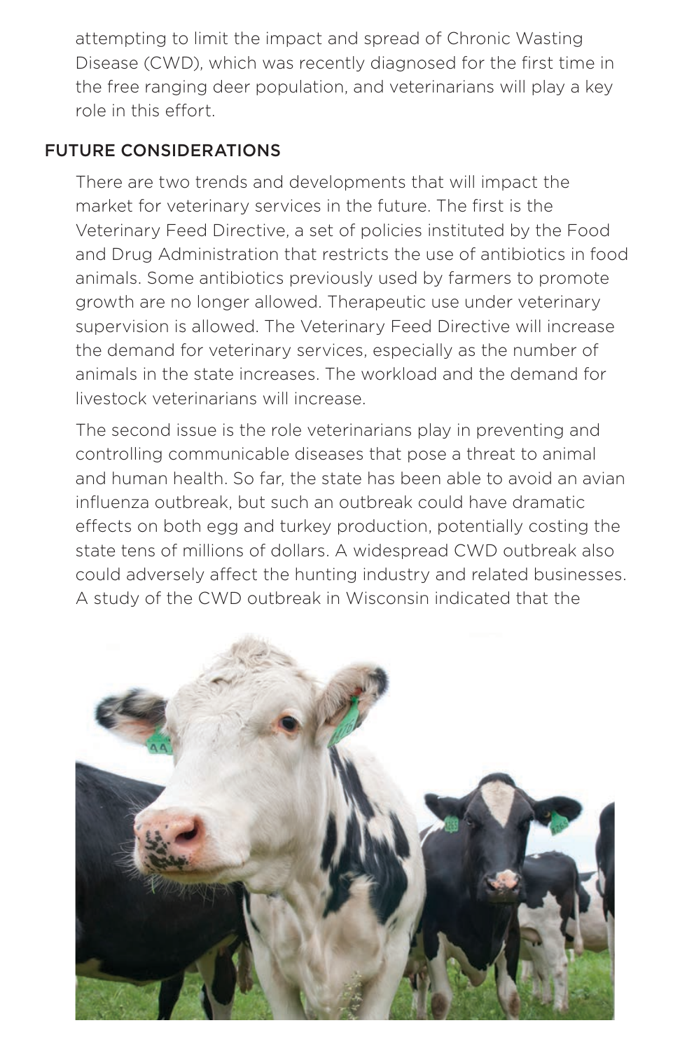attempting to limit the impact and spread of Chronic Wasting Disease (CWD), which was recently diagnosed for the first time in the free ranging deer population, and veterinarians will play a key role in this effort.

## FUTURE CONSIDERATIONS

There are two trends and developments that will impact the market for veterinary services in the future. The first is the Veterinary Feed Directive, a set of policies instituted by the Food and Drug Administration that restricts the use of antibiotics in food animals. Some antibiotics previously used by farmers to promote growth are no longer allowed. Therapeutic use under veterinary supervision is allowed. The Veterinary Feed Directive will increase the demand for veterinary services, especially as the number of animals in the state increases. The workload and the demand for livestock veterinarians will increase.

The second issue is the role veterinarians play in preventing and controlling communicable diseases that pose a threat to animal and human health. So far, the state has been able to avoid an avian influenza outbreak, but such an outbreak could have dramatic effects on both egg and turkey production, potentially costing the state tens of millions of dollars. A widespread CWD outbreak also could adversely affect the hunting industry and related businesses. A study of the CWD outbreak in Wisconsin indicated that the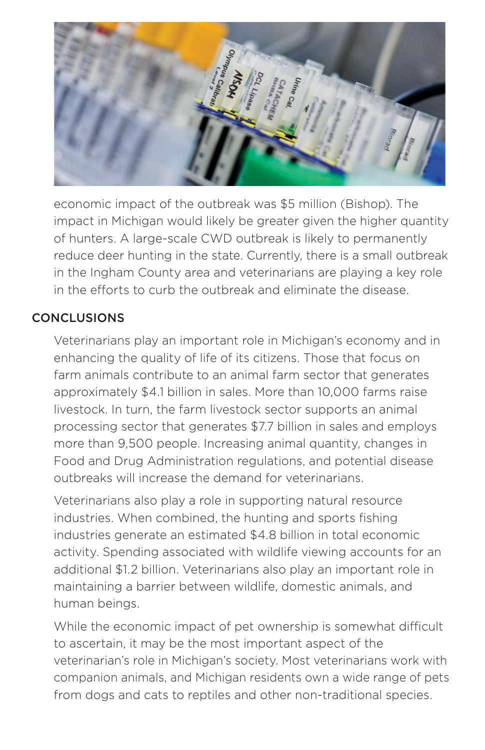economic impact of the outbreak was $5 million (Bishop). The impact in Michigan would likely be greater given the higher quantity of hunters. A large-scale CWD outbreak is likely to permanently reduce deer hunting in the state. Currently, there is a small outbreak in the Ingham County area and veterinarians are playing a key role in the efforts to curb the outbreak and eliminate the disease.

## CONCLUSIONS

Veterinarians play an important role in Michigan's economy and in enhancing the quality of life of its citizens. Those that focus on farm animals contribute to an animal farm sector that generates approximately $4.1 billion in sales. More than 10,000 farms raise livestock. In turn, the farm livestock sector supports an animal processing sector that generates $7.7 billion in sales and employs more than 9,500 people. Increasing animal quantity, changes in Food and Drug Administration regulations, and potential disease outbreaks will increase the demand for veterinarians.

Veterinarians also play a role in supporting natural resource industries. When combined, the hunting and sports fishing industries generate an estimated $4.8 billion in total economic activity. Spending associated with wildlife viewing accounts for an additional $1.2 billion. Veterinarians also play an important role in maintaining a barrier between wildlife, domestic animals, and human beings.

While the economic impact of pet ownership is somewhat difficult to ascertain, it may be the most important aspect of the veterinarian's role in Michigan's society. Most veterinarians work with companion animals, and Michigan residents own a wide range of pets from dogs and cats to reptiles and other non-traditional species.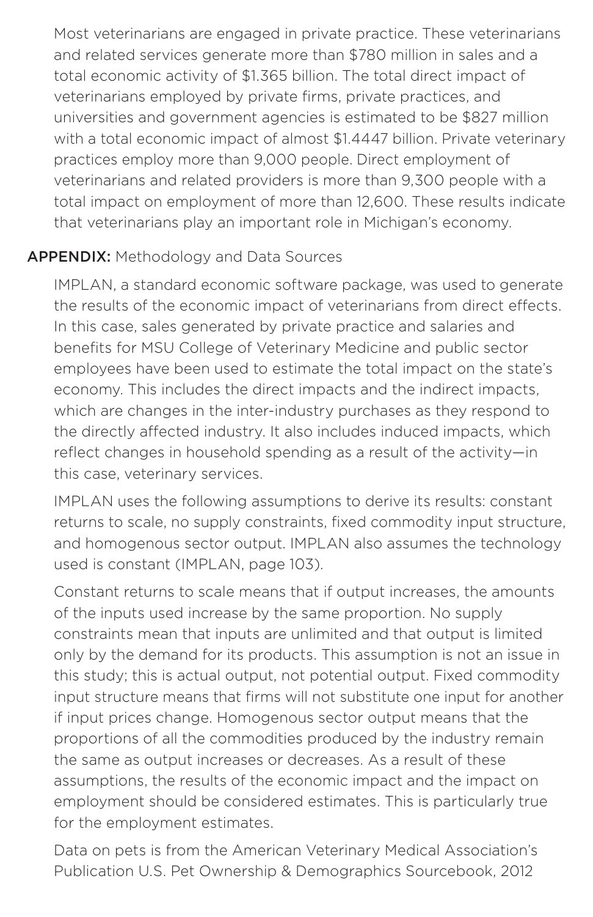Most veterinarians are engaged in private practice. These veterinarians and related services generate more than $780 million in sales and a total economic activity of $1.365 billion. The total direct impact of veterinarians employed by private firms, private practices, and universities and government agencies is estimated to be $827 million with a total economic impact of almost $1.4447 billion. Private veterinary practices employ more than 9,000 people. Direct employment of veterinarians and related providers is more than 9,300 people with a total impact on employment of more than 12,600. These results indicate that veterinarians play an important role in Michigan's economy.

## APPENDIX: Methodology and Data Sources

IMPLAN, a standard economic software package, was used to generate the results of the economic impact of veterinarians from direct effects. In this case, sales generated by private practice and salaries and benefits for MSU College of Veterinary Medicine and public sector employees have been used to estimate the total impact on the state's economy. This includes the direct impacts and the indirect impacts, which are changes in the inter-industry purchases as they respond to the directly affected industry. It also includes induced impacts, which reflect changes in household spending as a result of the activity—in this case, veterinary services.

IMPLAN uses the following assumptions to derive its results: constant returns to scale, no supply constraints, fixed commodity input structure, and homogenous sector output. IMPLAN also assumes the technology used is constant (IMPLAN, page 103).

Constant returns to scale means that if output increases, the amounts of the inputs used increase by the same proportion. No supply constraints mean that inputs are unlimited and that output is limited only by the demand for its products. This assumption is not an issue in this study; this is actual output, not potential output. Fixed commodity input structure means that firms will not substitute one input for another if input prices change. Homogenous sector output means that the proportions of all the commodities produced by the industry remain the same as output increases or decreases. As a result of these assumptions, the results of the economic impact and the impact on employment should be considered estimates. This is particularly true for the employment estimates.

Data on pets is from the American Veterinary Medical Association's Publication U.S. Pet Ownership & Demographics Sourcebook, 2012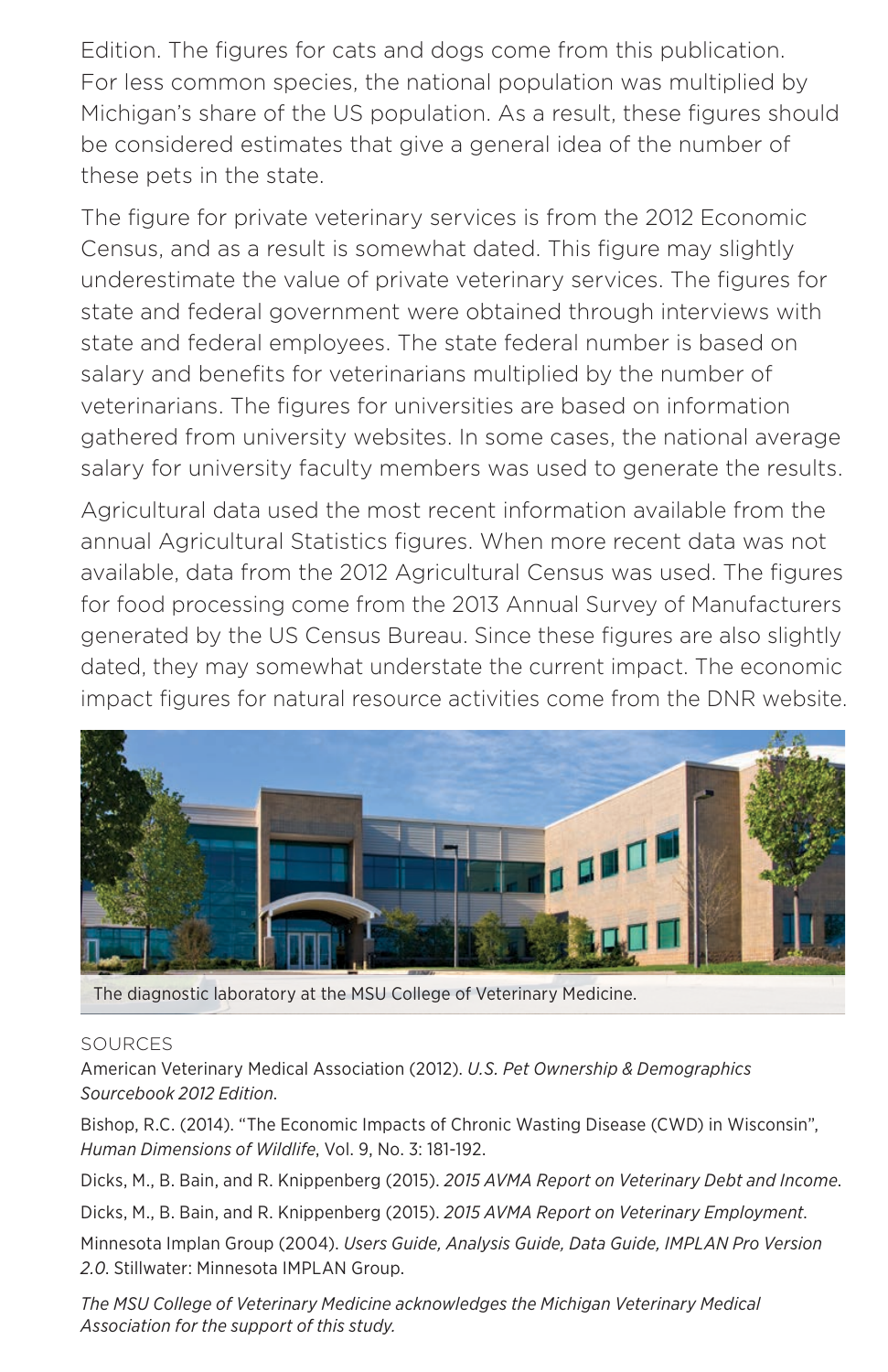Edition. The figures for cats and dogs come from this publication. For less common species, the national population was multiplied by Michigan's share of the US population. As a result, these figures should be considered estimates that give a general idea of the number of these pets in the state.

The figure for private veterinary services is from the 2012 Economic Census, and as a result is somewhat dated. This figure may slightly underestimate the value of private veterinary services. The figures for state and federal government were obtained through interviews with state and federal employees. The state federal number is based on salary and benefits for veterinarians multiplied by the number of veterinarians. The figures for universities are based on information gathered from university websites. In some cases, the national average salary for university faculty members was used to generate the results.

Agricultural data used the most recent information available from the annual Agricultural Statistics figures. When more recent data was not available, data from the 2012 Agricultural Census was used. The figures for food processing come from the 2013 Annual Survey of Manufacturers generated by the US Census Bureau. Since these figures are also slightly dated, they may somewhat understate the current impact. The economic impact figures for natural resource activities come from the DNR website.

The diagnostic laboratory at the MSU College of Veterinary Medicine.

SOURCES

American Veterinary Medical Association (2012). *U.S. Pet Ownership & Demographics Sourcebook 2012 Edition.*

Bishop, R.C. (2014). "The Economic Impacts of Chronic Wasting Disease (CWD) in Wisconsin", *Human Dimensions of Wildlife*, Vol. 9, No. 3: 181-192.

Dicks, M., B. Bain, and R. Knippenberg (2015). *2015 AVMA Report on Veterinary Debt and Income.*

Dicks, M., B. Bain, and R. Knippenberg (2015). *2015 AVMA Report on Veterinary Employment.*

Minnesota Implan Group (2004). *Users Guide, Analysis Guide, Data Guide, IMPLAN Pro Version 2.0.* Stillwater: Minnesota IMPLAN Group.

*The MSU College of Veterinary Medicine acknowledges the Michigan Veterinary Medical Association for the support of this study.*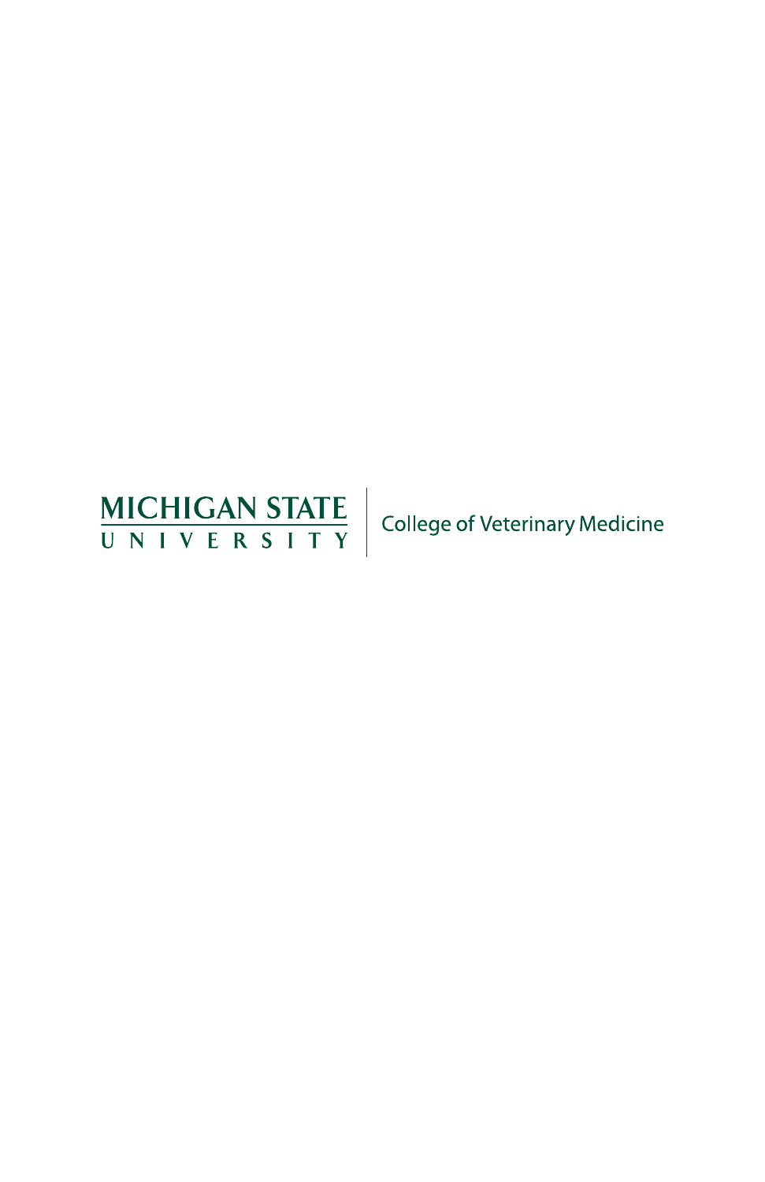MICHIGAN STATE UNIVERSITY | College of Veterinary Medicine